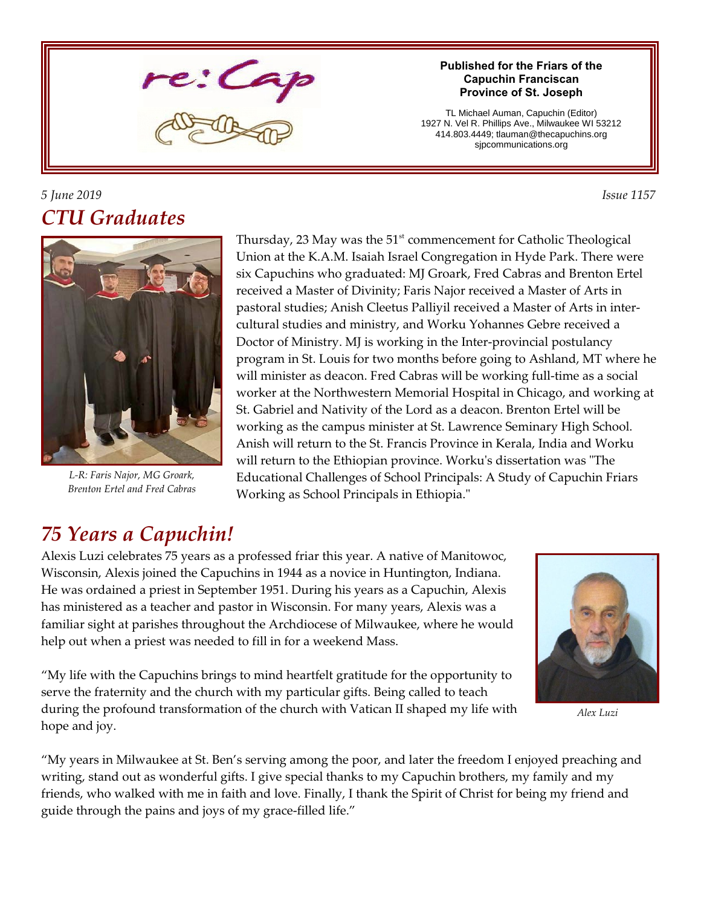re:Cap

**Published for the Friars of the Capuchin Franciscan Province of St. Joseph**

TL Michael Auman, Capuchin (Editor)
1927 N. Vel R. Phillips Ave., Milwaukee WI 53212
414.803.4449; tlauman@thecapuchins.org
sjpcommunications.org

*5 June 2019* *Issue 1157*

## *CTU Graduates*

*L-R: Faris Najor, MG Groark, Brenton Ertel and Fred Cabras*

Thursday, 23 May was the 51st commencement for Catholic Theological Union at the K.A.M. Isaiah Israel Congregation in Hyde Park. There were six Capuchins who graduated: MJ Groark, Fred Cabras and Brenton Ertel received a Master of Divinity; Faris Najor received a Master of Arts in pastoral studies; Anish Cleetus Palliyil received a Master of Arts in inter-cultural studies and ministry, and Worku Yohannes Gebre received a Doctor of Ministry. MJ is working in the Inter-provincial postulancy program in St. Louis for two months before going to Ashland, MT where he will minister as deacon. Fred Cabras will be working full-time as a social worker at the Northwestern Memorial Hospital in Chicago, and working at St. Gabriel and Nativity of the Lord as a deacon. Brenton Ertel will be working as the campus minister at St. Lawrence Seminary High School. Anish will return to the St. Francis Province in Kerala, India and Worku will return to the Ethiopian province. Worku's dissertation was "The Educational Challenges of School Principals: A Study of Capuchin Friars Working as School Principals in Ethiopia."

## *75 Years a Capuchin!*

Alexis Luzi celebrates 75 years as a professed friar this year. A native of Manitowoc, Wisconsin, Alexis joined the Capuchins in 1944 as a novice in Huntington, Indiana. He was ordained a priest in September 1951. During his years as a Capuchin, Alexis has ministered as a teacher and pastor in Wisconsin. For many years, Alexis was a familiar sight at parishes throughout the Archdiocese of Milwaukee, where he would help out when a priest was needed to fill in for a weekend Mass.

*Alex Luzi*

"My life with the Capuchins brings to mind heartfelt gratitude for the opportunity to serve the fraternity and the church with my particular gifts. Being called to teach during the profound transformation of the church with Vatican II shaped my life with hope and joy.

"My years in Milwaukee at St. Ben's serving among the poor, and later the freedom I enjoyed preaching and writing, stand out as wonderful gifts. I give special thanks to my Capuchin brothers, my family and my friends, who walked with me in faith and love. Finally, I thank the Spirit of Christ for being my friend and guide through the pains and joys of my grace-filled life."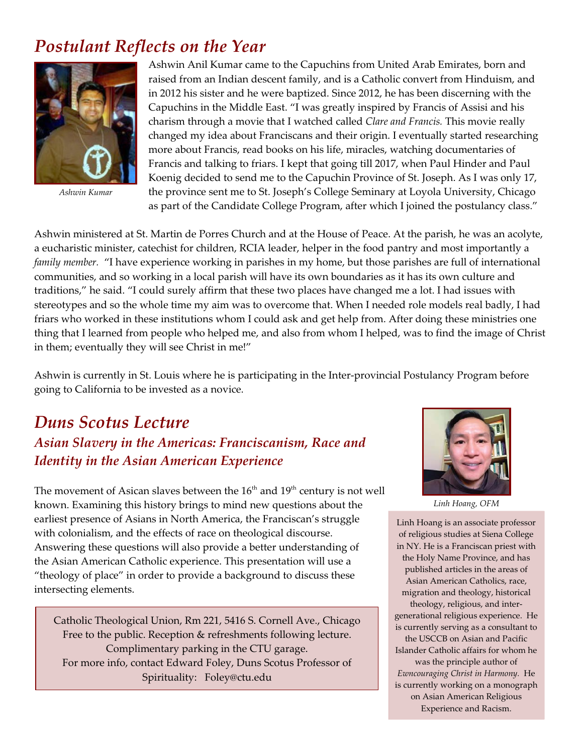## *Postulant Reflects on the Year*

*Ashwin Kumar*

Ashwin Anil Kumar came to the Capuchins from United Arab Emirates, born and raised from an Indian descent family, and is a Catholic convert from Hinduism, and in 2012 his sister and he were baptized. Since 2012, he has been discerning with the Capuchins in the Middle East. "I was greatly inspired by Francis of Assisi and his charism through a movie that I watched called *Clare and Francis.* This movie really changed my idea about Franciscans and their origin. I eventually started researching more about Francis, read books on his life, miracles, watching documentaries of Francis and talking to friars. I kept that going till 2017, when Paul Hinder and Paul Koenig decided to send me to the Capuchin Province of St. Joseph. As I was only 17, the province sent me to St. Joseph's College Seminary at Loyola University, Chicago as part of the Candidate College Program, after which I joined the postulancy class."

Ashwin ministered at St. Martin de Porres Church and at the House of Peace. At the parish, he was an acolyte, a eucharistic minister, catechist for children, RCIA leader, helper in the food pantry and most importantly a *family member.* "I have experience working in parishes in my home, but those parishes are full of international communities, and so working in a local parish will have its own boundaries as it has its own culture and traditions," he said. "I could surely affirm that these two places have changed me a lot. I had issues with stereotypes and so the whole time my aim was to overcome that. When I needed role models real badly, I had friars who worked in these institutions whom I could ask and get help from. After doing these ministries one thing that I learned from people who helped me, and also from whom I helped, was to find the image of Christ in them; eventually they will see Christ in me!"

Ashwin is currently in St. Louis where he is participating in the Inter-provincial Postulancy Program before going to California to be invested as a novice.

## *Duns Scotus Lecture*

### *Asian Slavery in the Americas: Franciscanism, Race and Identity in the Asian American Experience*

The movement of Asican slaves between the 16th and 19th century is not well known. Examining this history brings to mind new questions about the earliest presence of Asians in North America, the Franciscan's struggle with colonialism, and the effects of race on theological discourse. Answering these questions will also provide a better understanding of the Asian American Catholic experience. This presentation will use a "theology of place" in order to provide a background to discuss these intersecting elements.

Catholic Theological Union, Rm 221, 5416 S. Cornell Ave., Chicago
Free to the public. Reception & refreshments following lecture.
Complimentary parking in the CTU garage.
For more info, contact Edward Foley, Duns Scotus Professor of Spirituality: Foley@ctu.edu

*Linh Hoang, OFM*

Linh Hoang is an associate professor of religious studies at Siena College in NY. He is a Franciscan priest with the Holy Name Province, and has published articles in the areas of Asian American Catholics, race, migration and theology, historical theology, religious, and inter-generational religious experience. He is currently serving as a consultant to the USCCB on Asian and Pacific Islander Catholic affairs for whom he was the principle author of *Ewncouraging Christ in Harmony.* He is currently working on a monograph on Asian American Religious Experience and Racism.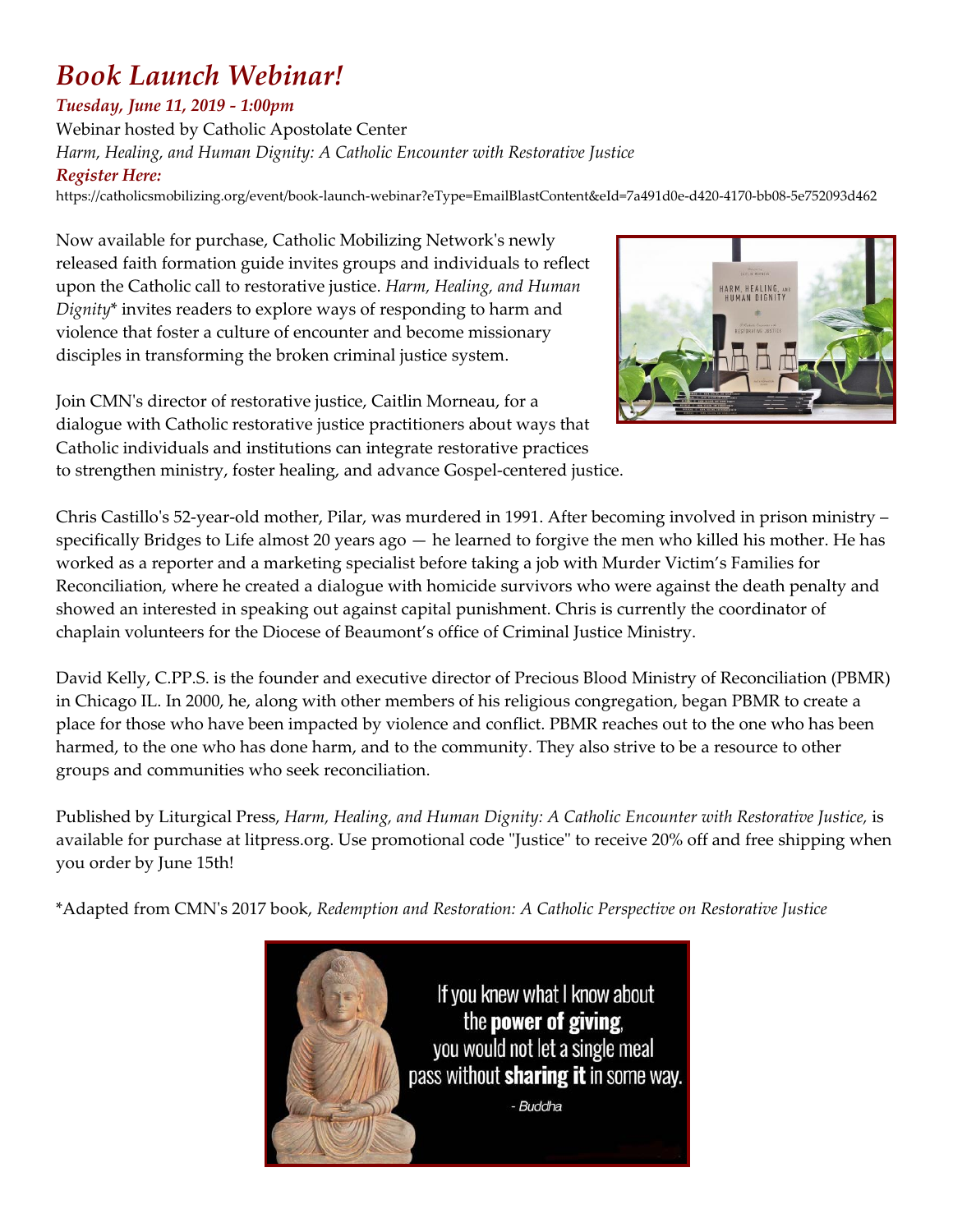# *Book Launch Webinar!*

***Tuesday, June 11, 2019 - 1:00pm***

Webinar hosted by Catholic Apostolate Center

*Harm, Healing, and Human Dignity: A Catholic Encounter with Restorative Justice*

***Register Here:***

https://catholicsmobilizing.org/event/book-launch-webinar?eType=EmailBlastContent&eId=7a491d0e-d420-4170-bb08-5e752093d462

Now available for purchase, Catholic Mobilizing Network's newly released faith formation guide invites groups and individuals to reflect upon the Catholic call to restorative justice. *Harm, Healing, and Human Dignity** invites readers to explore ways of responding to harm and violence that foster a culture of encounter and become missionary disciples in transforming the broken criminal justice system.

Join CMN's director of restorative justice, Caitlin Morneau, for a dialogue with Catholic restorative justice practitioners about ways that Catholic individuals and institutions can integrate restorative practices to strengthen ministry, foster healing, and advance Gospel-centered justice.

Chris Castillo's 52-year-old mother, Pilar, was murdered in 1991. After becoming involved in prison ministry – specifically Bridges to Life almost 20 years ago — he learned to forgive the men who killed his mother. He has worked as a reporter and a marketing specialist before taking a job with Murder Victim's Families for Reconciliation, where he created a dialogue with homicide survivors who were against the death penalty and showed an interested in speaking out against capital punishment. Chris is currently the coordinator of chaplain volunteers for the Diocese of Beaumont's office of Criminal Justice Ministry.

David Kelly, C.PP.S. is the founder and executive director of Precious Blood Ministry of Reconciliation (PBMR) in Chicago IL. In 2000, he, along with other members of his religious congregation, began PBMR to create a place for those who have been impacted by violence and conflict. PBMR reaches out to the one who has been harmed, to the one who has done harm, and to the community. They also strive to be a resource to other groups and communities who seek reconciliation.

Published by Liturgical Press, *Harm, Healing, and Human Dignity: A Catholic Encounter with Restorative Justice,* is available for purchase at litpress.org. Use promotional code "Justice" to receive 20% off and free shipping when you order by June 15th!

*Adapted from CMN's 2017 book, *Redemption and Restoration: A Catholic Perspective on Restorative Justice*

If you knew what I know about the **power of giving**, you would not let a single meal pass without **sharing it** in some way.

*- Buddha*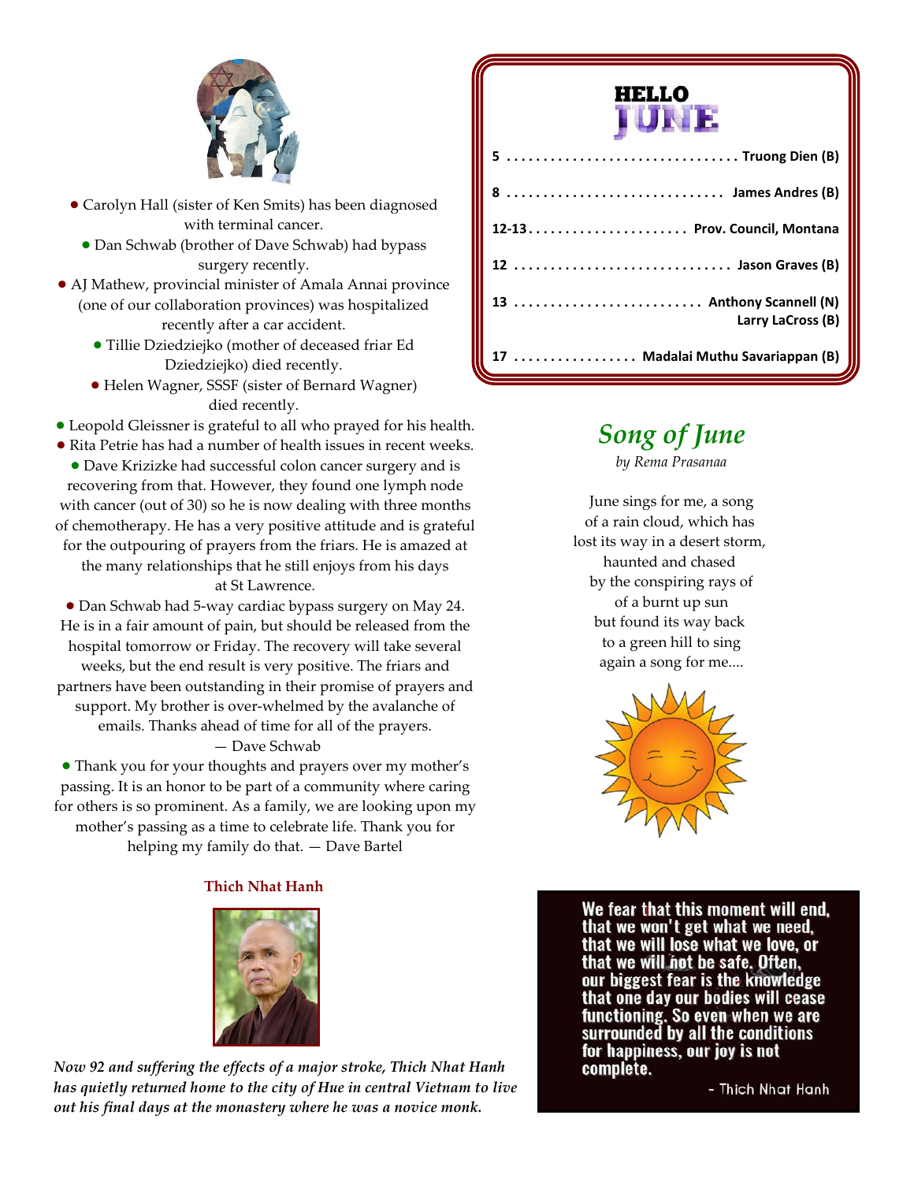- Carolyn Hall (sister of Ken Smits) has been diagnosed with terminal cancer.
- Dan Schwab (brother of Dave Schwab) had bypass surgery recently.
- AJ Mathew, provincial minister of Amala Annai province (one of our collaboration provinces) was hospitalized recently after a car accident.
- Tillie Dziedziejko (mother of deceased friar Ed Dziedziejko) died recently.
- Helen Wagner, SSSF (sister of Bernard Wagner) died recently.
- Leopold Gleissner is grateful to all who prayed for his health.
- Rita Petrie has had a number of health issues in recent weeks.
- Dave Krizizke had successful colon cancer surgery and is recovering from that. However, they found one lymph node with cancer (out of 30) so he is now dealing with three months of chemotherapy. He has a very positive attitude and is grateful for the outpouring of prayers from the friars. He is amazed at the many relationships that he still enjoys from his days at St Lawrence.
- Dan Schwab had 5-way cardiac bypass surgery on May 24. He is in a fair amount of pain, but should be released from the hospital tomorrow or Friday. The recovery will take several weeks, but the end result is very positive. The friars and partners have been outstanding in their promise of prayers and support. My brother is over-whelmed by the avalanche of emails. Thanks ahead of time for all of the prayers. — Dave Schwab
- Thank you for your thoughts and prayers over my mother's passing. It is an honor to be part of a community where caring for others is so prominent. As a family, we are looking upon my mother's passing as a time to celebrate life. Thank you for helping my family do that. — Dave Bartel

## HELLO JUNE

| | |
|---|---|
| 5 | Truong Dien (B) |
| 8 | James Andres (B) |
| 12-13 | Prov. Council, Montana |
| 12 | Jason Graves (B) |
| 13 | Anthony Scannell (N)<br>Larry LaCross (B) |
| 17 | Madalai Muthu Savariappan (B) |

## *Song of June*

*by Rema Prasanaa*

June sings for me, a song
of a rain cloud, which has
lost its way in a desert storm,
haunted and chased
by the conspiring rays of
of a burnt up sun
but found its way back
to a green hill to sing
again a song for me....

### Thich Nhat Hanh

*Now 92 and suffering the effects of a major stroke, Thich Nhat Hanh has quietly returned home to the city of Hue in central Vietnam to live out his final days at the monastery where he was a novice monk.*

**We fear that this moment will end, that we won't get what we need, that we will lose what we love, or that we will not be safe. Often, our biggest fear is the knowledge that one day our bodies will cease functioning. So even when we are surrounded by all the conditions for happiness, our joy is not complete.**

- Thich Nhat Hanh